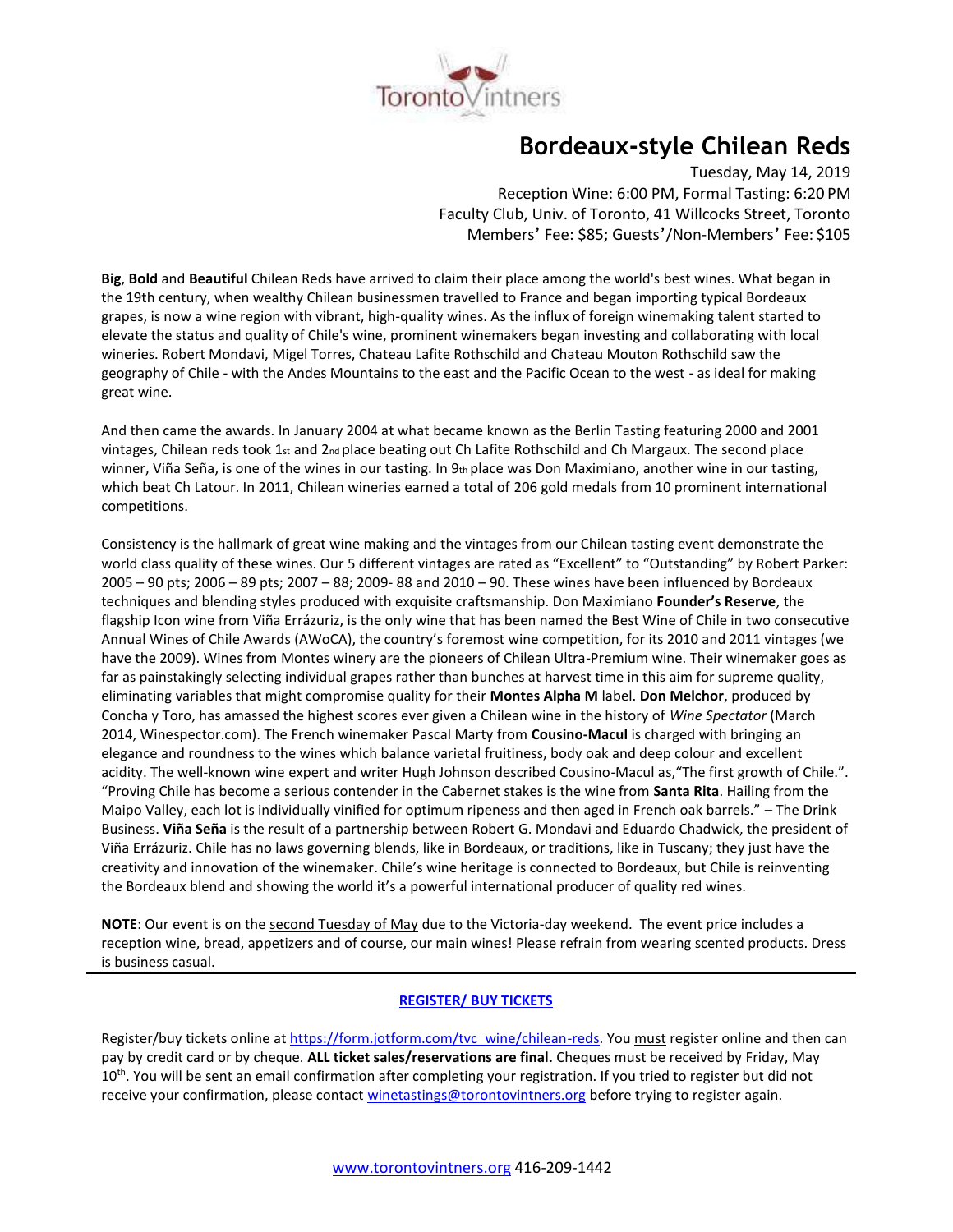# Bordeaux-style Chilean Reds

Tuesday, May 14, 2019
Reception Wine: 6:00 PM, Formal Tasting: 6:20 PM
Faculty Club, Univ. of Toronto, 41 Willcocks Street, Toronto
Members' Fee: $85; Guests'/Non-Members' Fee: $105

**Big**, **Bold** and **Beautiful** Chilean Reds have arrived to claim their place among the world's best wines. What began in the 19th century, when wealthy Chilean businessmen travelled to France and began importing typical Bordeaux grapes, is now a wine region with vibrant, high-quality wines. As the influx of foreign winemaking talent started to elevate the status and quality of Chile's wine, prominent winemakers began investing and collaborating with local wineries. Robert Mondavi, Migel Torres, Chateau Lafite Rothschild and Chateau Mouton Rothschild saw the geography of Chile - with the Andes Mountains to the east and the Pacific Ocean to the west - as ideal for making great wine.

And then came the awards. In January 2004 at what became known as the Berlin Tasting featuring 2000 and 2001 vintages, Chilean reds took 1st and 2nd place beating out Ch Lafite Rothschild and Ch Margaux. The second place winner, Viña Seña, is one of the wines in our tasting. In 9th place was Don Maximiano, another wine in our tasting, which beat Ch Latour. In 2011, Chilean wineries earned a total of 206 gold medals from 10 prominent international competitions.

Consistency is the hallmark of great wine making and the vintages from our Chilean tasting event demonstrate the world class quality of these wines. Our 5 different vintages are rated as "Excellent" to "Outstanding" by Robert Parker: 2005 – 90 pts; 2006 – 89 pts; 2007 – 88; 2009- 88 and 2010 – 90. These wines have been influenced by Bordeaux techniques and blending styles produced with exquisite craftsmanship. Don Maximiano **Founder's Reserve**, the flagship Icon wine from Viña Errázuriz, is the only wine that has been named the Best Wine of Chile in two consecutive Annual Wines of Chile Awards (AWoCA), the country's foremost wine competition, for its 2010 and 2011 vintages (we have the 2009). Wines from Montes winery are the pioneers of Chilean Ultra-Premium wine. Their winemaker goes as far as painstakingly selecting individual grapes rather than bunches at harvest time in this aim for supreme quality, eliminating variables that might compromise quality for their **Montes Alpha M** label. **Don Melchor**, produced by Concha y Toro, has amassed the highest scores ever given a Chilean wine in the history of *Wine Spectator* (March 2014, Winespector.com). The French winemaker Pascal Marty from **Cousino-Macul** is charged with bringing an elegance and roundness to the wines which balance varietal fruitiness, body oak and deep colour and excellent acidity. The well-known wine expert and writer Hugh Johnson described Cousino-Macul as,"The first growth of Chile.". "Proving Chile has become a serious contender in the Cabernet stakes is the wine from **Santa Rita**. Hailing from the Maipo Valley, each lot is individually vinified for optimum ripeness and then aged in French oak barrels." – The Drink Business. **Viña Seña** is the result of a partnership between Robert G. Mondavi and Eduardo Chadwick, the president of Viña Errázuriz. Chile has no laws governing blends, like in Bordeaux, or traditions, like in Tuscany; they just have the creativity and innovation of the winemaker. Chile's wine heritage is connected to Bordeaux, but Chile is reinventing the Bordeaux blend and showing the world it's a powerful international producer of quality red wines.

**NOTE**: Our event is on the second Tuesday of May due to the Victoria-day weekend. The event price includes a reception wine, bread, appetizers and of course, our main wines! Please refrain from wearing scented products. Dress is business casual.

---

**REGISTER/ BUY TICKETS**

Register/buy tickets online at https://form.jotform.com/tvc_wine/chilean-reds. You must register online and then can pay by credit card or by cheque. **ALL ticket sales/reservations are final.** Cheques must be received by Friday, May 10th. You will be sent an email confirmation after completing your registration. If you tried to register but did not receive your confirmation, please contact winetastings@torontovintners.org before trying to register again.

www.torontovintners.org 416-209-1442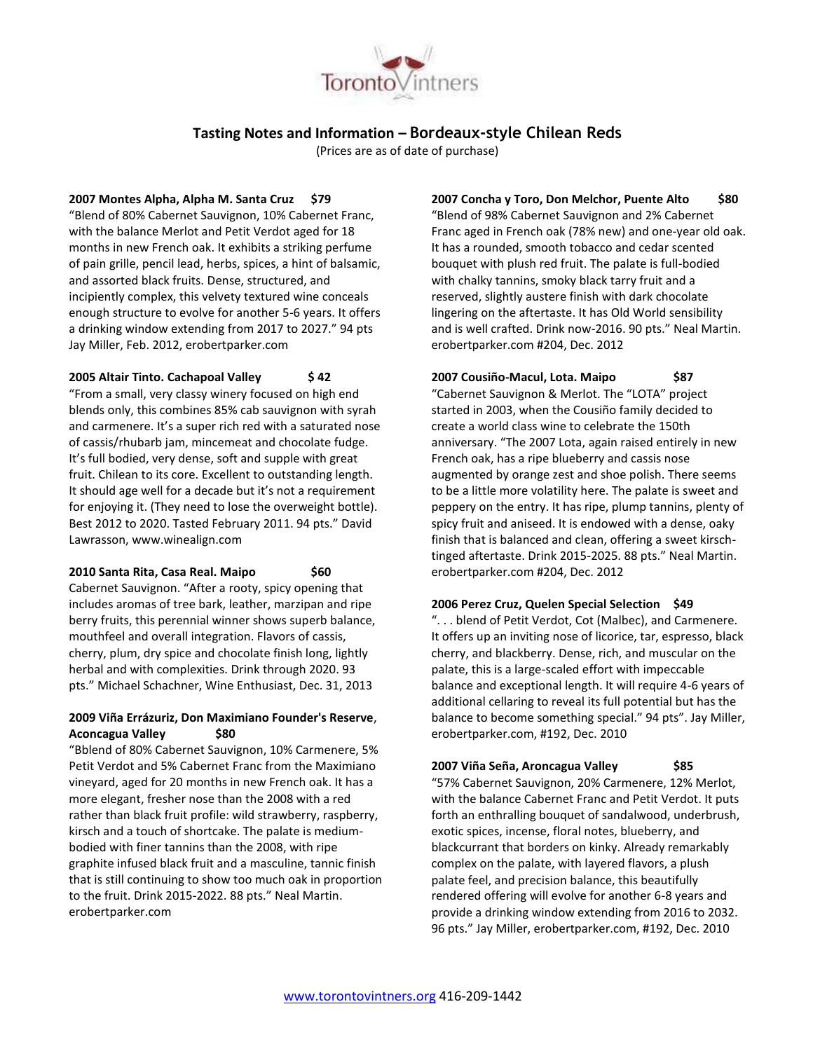# Tasting Notes and Information – Bordeaux-style Chilean Reds

(Prices are as of date of purchase)

**2007 Montes Alpha, Alpha M. Santa Cruz $79**

"Blend of 80% Cabernet Sauvignon, 10% Cabernet Franc, with the balance Merlot and Petit Verdot aged for 18 months in new French oak. It exhibits a striking perfume of pain grille, pencil lead, herbs, spices, a hint of balsamic, and assorted black fruits. Dense, structured, and incipiently complex, this velvety textured wine conceals enough structure to evolve for another 5-6 years. It offers a drinking window extending from 2017 to 2027." 94 pts Jay Miller, Feb. 2012, erobertparker.com

**2005 Altair Tinto. Cachapoal Valley $ 42**

"From a small, very classy winery focused on high end blends only, this combines 85% cab sauvignon with syrah and carmenere. It's a super rich red with a saturated nose of cassis/rhubarb jam, mincemeat and chocolate fudge. It's full bodied, very dense, soft and supple with great fruit. Chilean to its core. Excellent to outstanding length. It should age well for a decade but it's not a requirement for enjoying it. (They need to lose the overweight bottle). Best 2012 to 2020. Tasted February 2011. 94 pts." David Lawrasson, www.winealign.com

**2010 Santa Rita, Casa Real. Maipo $60**

Cabernet Sauvignon. "After a rooty, spicy opening that includes aromas of tree bark, leather, marzipan and ripe berry fruits, this perennial winner shows superb balance, mouthfeel and overall integration. Flavors of cassis, cherry, plum, dry spice and chocolate finish long, lightly herbal and with complexities. Drink through 2020. 93 pts." Michael Schachner, Wine Enthusiast, Dec. 31, 2013

**2009 Viña Errázuriz, Don Maximiano Founder's Reserve, Aconcagua Valley $80**

"Bblend of 80% Cabernet Sauvignon, 10% Carmenere, 5% Petit Verdot and 5% Cabernet Franc from the Maximiano vineyard, aged for 20 months in new French oak. It has a more elegant, fresher nose than the 2008 with a red rather than black fruit profile: wild strawberry, raspberry, kirsch and a touch of shortcake. The palate is medium-bodied with finer tannins than the 2008, with ripe graphite infused black fruit and a masculine, tannic finish that is still continuing to show too much oak in proportion to the fruit. Drink 2015-2022. 88 pts." Neal Martin. erobertparker.com

**2007 Concha y Toro, Don Melchor, Puente Alto $80**

"Blend of 98% Cabernet Sauvignon and 2% Cabernet Franc aged in French oak (78% new) and one-year old oak. It has a rounded, smooth tobacco and cedar scented bouquet with plush red fruit. The palate is full-bodied with chalky tannins, smoky black tarry fruit and a reserved, slightly austere finish with dark chocolate lingering on the aftertaste. It has Old World sensibility and is well crafted. Drink now-2016. 90 pts." Neal Martin. erobertparker.com #204, Dec. 2012

**2007 Cousiño-Macul, Lota. Maipo $87**

"Cabernet Sauvignon & Merlot. The "LOTA" project started in 2003, when the Cousiño family decided to create a world class wine to celebrate the 150th anniversary. "The 2007 Lota, again raised entirely in new French oak, has a ripe blueberry and cassis nose augmented by orange zest and shoe polish. There seems to be a little more volatility here. The palate is sweet and peppery on the entry. It has ripe, plump tannins, plenty of spicy fruit and aniseed. It is endowed with a dense, oaky finish that is balanced and clean, offering a sweet kirsch-tinged aftertaste. Drink 2015-2025. 88 pts." Neal Martin. erobertparker.com #204, Dec. 2012

**2006 Perez Cruz, Quelen Special Selection $49**

". . . blend of Petit Verdot, Cot (Malbec), and Carmenere. It offers up an inviting nose of licorice, tar, espresso, black cherry, and blackberry. Dense, rich, and muscular on the palate, this is a large-scaled effort with impeccable balance and exceptional length. It will require 4-6 years of additional cellaring to reveal its full potential but has the balance to become something special." 94 pts". Jay Miller, erobertparker.com, #192, Dec. 2010

**2007 Viña Seña, Aroncagua Valley $85**

"57% Cabernet Sauvignon, 20% Carmenere, 12% Merlot, with the balance Cabernet Franc and Petit Verdot. It puts forth an enthralling bouquet of sandalwood, underbrush, exotic spices, incense, floral notes, blueberry, and blackcurrant that borders on kinky. Already remarkably complex on the palate, with layered flavors, a plush palate feel, and precision balance, this beautifully rendered offering will evolve for another 6-8 years and provide a drinking window extending from 2016 to 2032. 96 pts." Jay Miller, erobertparker.com, #192, Dec. 2010

www.torontovintners.org 416-209-1442